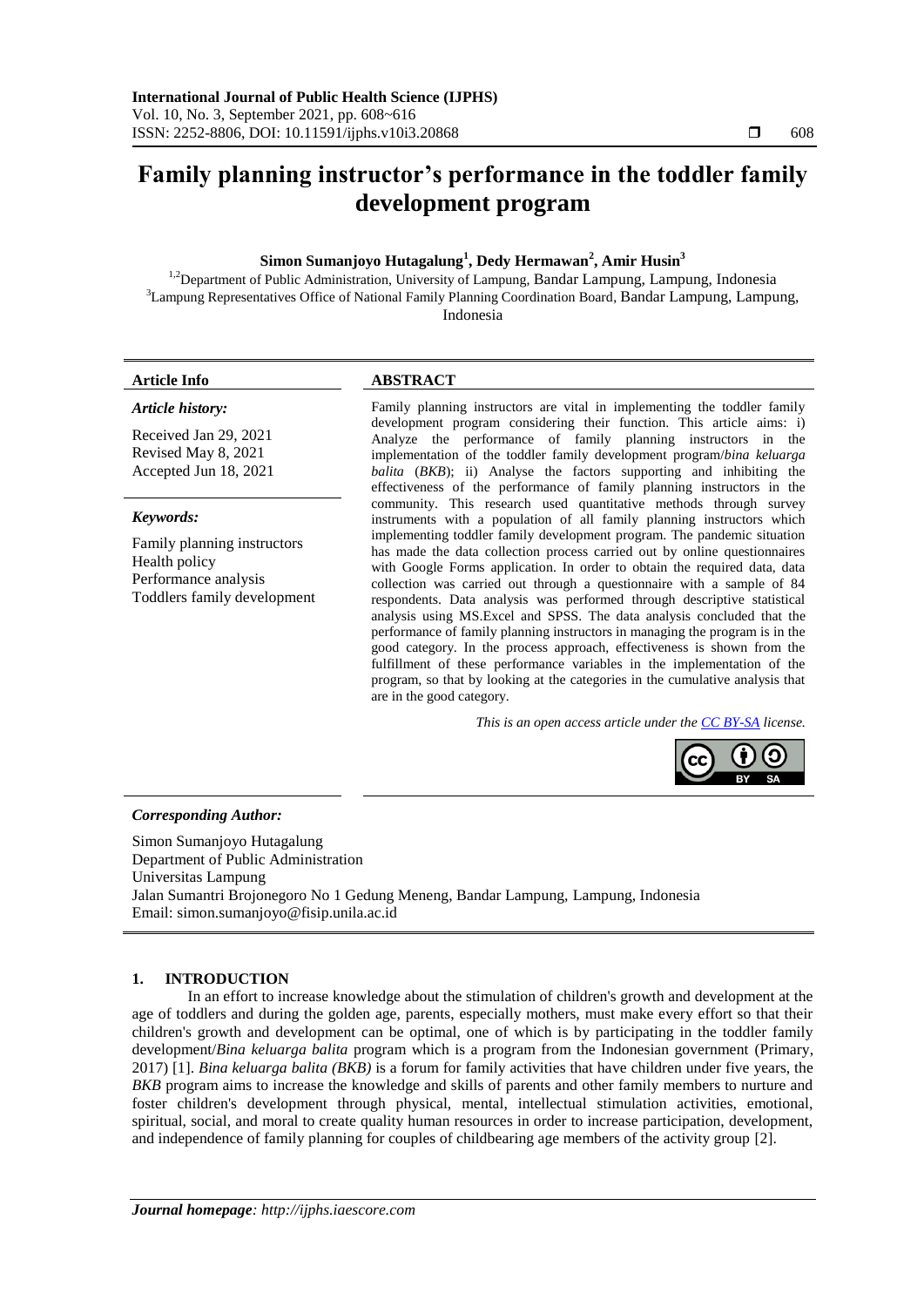# Family planning instructor's performance in the toddler family development program

**Simon Sumanjoyo Hutagalung[1], Dedy Hermawan[2], Amir Husin[3]**

[1,2]Department of Public Administration, University of Lampung, Bandar Lampung, Lampung, Indonesia
[3]Lampung Representatives Office of National Family Planning Coordination Board, Bandar Lampung, Lampung, Indonesia

**Article Info**

*Article history:*

Received Jan 29, 2021
Revised May 8, 2021
Accepted Jun 18, 2021

*Keywords:*

Family planning instructors
Health policy
Performance analysis
Toddlers family development

**ABSTRACT**

Family planning instructors are vital in implementing the toddler family development program considering their function. This article aims: i) Analyze the performance of family planning instructors in the implementation of the toddler family development program/*bina keluarga balita* (*BKB*); ii) Analyse the factors supporting and inhibiting the effectiveness of the performance of family planning instructors in the community. This research used quantitative methods through survey instruments with a population of all family planning instructors which implementing toddler family development program. The pandemic situation has made the data collection process carried out by online questionnaires with Google Forms application. In order to obtain the required data, data collection was carried out through a questionnaire with a sample of 84 respondents. Data analysis was performed through descriptive statistical analysis using MS.Excel and SPSS. The data analysis concluded that the performance of family planning instructors in managing the program is in the good category. In the process approach, effectiveness is shown from the fulfillment of these performance variables in the implementation of the program, so that by looking at the categories in the cumulative analysis that are in the good category.

*This is an open access article under the CC BY-SA license.*

***Corresponding Author:***

Simon Sumanjoyo Hutagalung
Department of Public Administration
Universitas Lampung
Jalan Sumantri Brojonegoro No 1 Gedung Meneng, Bandar Lampung, Lampung, Indonesia
Email: simon.sumanjoyo@fisip.unila.ac.id

## 1. INTRODUCTION

In an effort to increase knowledge about the stimulation of children's growth and development at the age of toddlers and during the golden age, parents, especially mothers, must make every effort so that their children's growth and development can be optimal, one of which is by participating in the toddler family development/*Bina keluarga balita* program which is a program from the Indonesian government (Primary, 2017) [1]. *Bina keluarga balita (BKB)* is a forum for family activities that have children under five years, the *BKB* program aims to increase the knowledge and skills of parents and other family members to nurture and foster children's development through physical, mental, intellectual stimulation activities, emotional, spiritual, social, and moral to create quality human resources in order to increase participation, development, and independence of family planning for couples of childbearing age members of the activity group [2].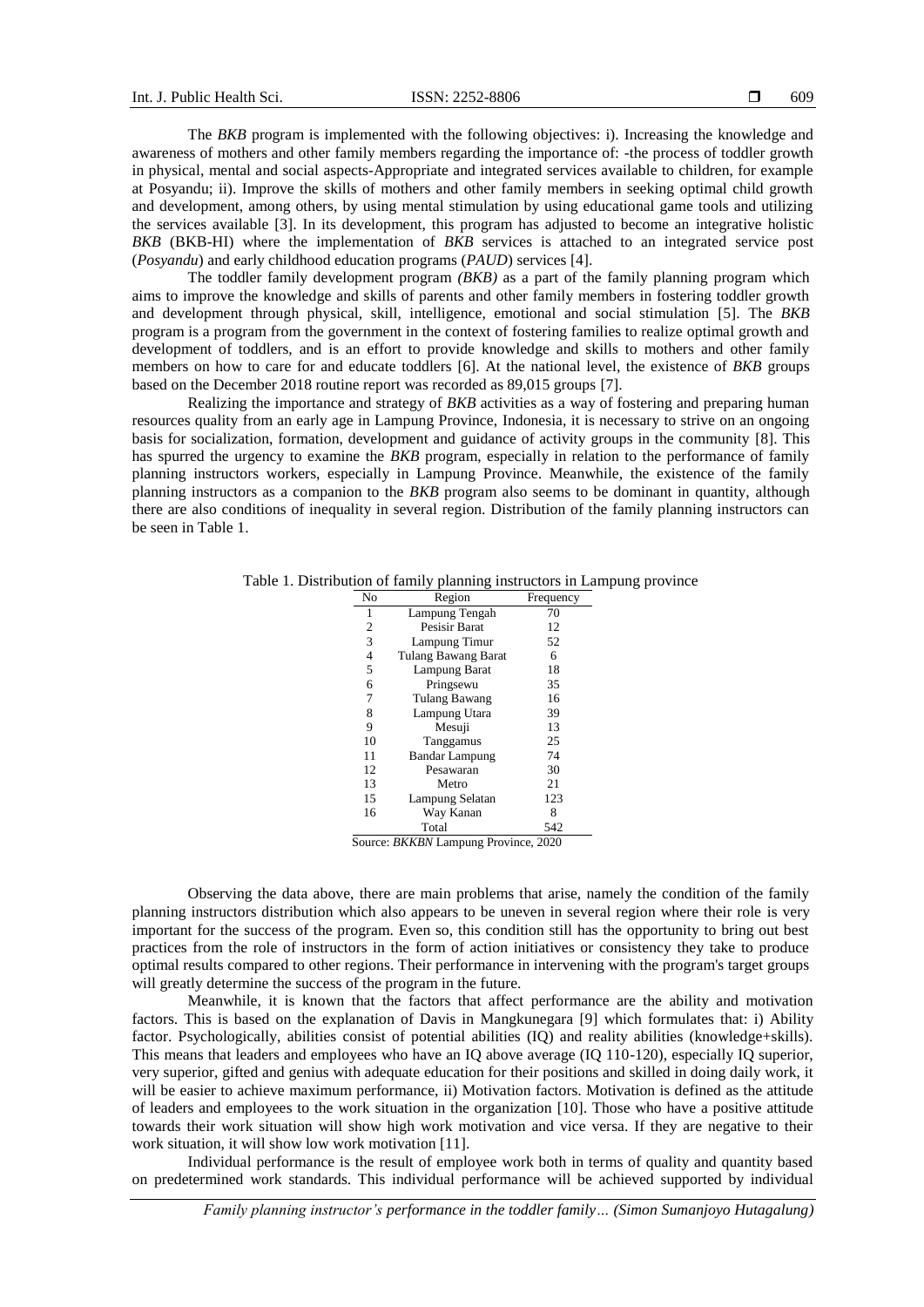The *BKB* program is implemented with the following objectives: i). Increasing the knowledge and awareness of mothers and other family members regarding the importance of: -the process of toddler growth in physical, mental and social aspects-Appropriate and integrated services available to children, for example at Posyandu; ii). Improve the skills of mothers and other family members in seeking optimal child growth and development, among others, by using mental stimulation by using educational game tools and utilizing the services available [3]. In its development, this program has adjusted to become an integrative holistic *BKB* (BKB-HI) where the implementation of *BKB* services is attached to an integrated service post (*Posyandu*) and early childhood education programs (*PAUD*) services [4].

The toddler family development program *(BKB)* as a part of the family planning program which aims to improve the knowledge and skills of parents and other family members in fostering toddler growth and development through physical, skill, intelligence, emotional and social stimulation [5]. The *BKB* program is a program from the government in the context of fostering families to realize optimal growth and development of toddlers, and is an effort to provide knowledge and skills to mothers and other family members on how to care for and educate toddlers [6]. At the national level, the existence of *BKB* groups based on the December 2018 routine report was recorded as 89,015 groups [7].

Realizing the importance and strategy of *BKB* activities as a way of fostering and preparing human resources quality from an early age in Lampung Province, Indonesia, it is necessary to strive on an ongoing basis for socialization, formation, development and guidance of activity groups in the community [8]. This has spurred the urgency to examine the *BKB* program, especially in relation to the performance of family planning instructors workers, especially in Lampung Province. Meanwhile, the existence of the family planning instructors as a companion to the *BKB* program also seems to be dominant in quantity, although there are also conditions of inequality in several region. Distribution of the family planning instructors can be seen in Table 1.

Table 1. Distribution of family planning instructors in Lampung province

| No | Region | Frequency |
|---|---|---|
| 1 | Lampung Tengah | 70 |
| 2 | Pesisir Barat | 12 |
| 3 | Lampung Timur | 52 |
| 4 | Tulang Bawang Barat | 6 |
| 5 | Lampung Barat | 18 |
| 6 | Pringsewu | 35 |
| 7 | Tulang Bawang | 16 |
| 8 | Lampung Utara | 39 |
| 9 | Mesuji | 13 |
| 10 | Tanggamus | 25 |
| 11 | Bandar Lampung | 74 |
| 12 | Pesawaran | 30 |
| 13 | Metro | 21 |
| 15 | Lampung Selatan | 123 |
| 16 | Way Kanan | 8 |
| | Total | 542 |

Source: *BKKBN* Lampung Province, 2020

Observing the data above, there are main problems that arise, namely the condition of the family planning instructors distribution which also appears to be uneven in several region where their role is very important for the success of the program. Even so, this condition still has the opportunity to bring out best practices from the role of instructors in the form of action initiatives or consistency they take to produce optimal results compared to other regions. Their performance in intervening with the program's target groups will greatly determine the success of the program in the future.

Meanwhile, it is known that the factors that affect performance are the ability and motivation factors. This is based on the explanation of Davis in Mangkunegara [9] which formulates that: i) Ability factor. Psychologically, abilities consist of potential abilities (IQ) and reality abilities (knowledge+skills). This means that leaders and employees who have an IQ above average (IQ 110-120), especially IQ superior, very superior, gifted and genius with adequate education for their positions and skilled in doing daily work, it will be easier to achieve maximum performance, ii) Motivation factors. Motivation is defined as the attitude of leaders and employees to the work situation in the organization [10]. Those who have a positive attitude towards their work situation will show high work motivation and vice versa. If they are negative to their work situation, it will show low work motivation [11].

Individual performance is the result of employee work both in terms of quality and quantity based on predetermined work standards. This individual performance will be achieved supported by individual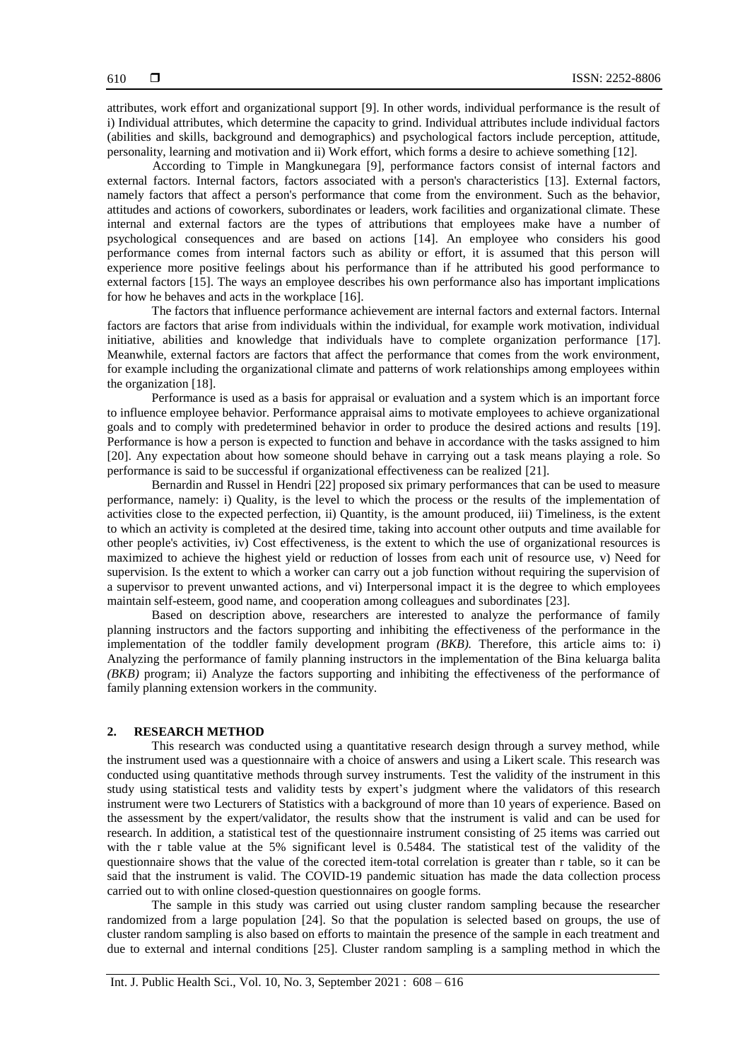attributes, work effort and organizational support [9]. In other words, individual performance is the result of i) Individual attributes, which determine the capacity to grind. Individual attributes include individual factors (abilities and skills, background and demographics) and psychological factors include perception, attitude, personality, learning and motivation and ii) Work effort, which forms a desire to achieve something [12].

According to Timple in Mangkunegara [9], performance factors consist of internal factors and external factors. Internal factors, factors associated with a person's characteristics [13]. External factors, namely factors that affect a person's performance that come from the environment. Such as the behavior, attitudes and actions of coworkers, subordinates or leaders, work facilities and organizational climate. These internal and external factors are the types of attributions that employees make have a number of psychological consequences and are based on actions [14]. An employee who considers his good performance comes from internal factors such as ability or effort, it is assumed that this person will experience more positive feelings about his performance than if he attributed his good performance to external factors [15]. The ways an employee describes his own performance also has important implications for how he behaves and acts in the workplace [16].

The factors that influence performance achievement are internal factors and external factors. Internal factors are factors that arise from individuals within the individual, for example work motivation, individual initiative, abilities and knowledge that individuals have to complete organization performance [17]. Meanwhile, external factors are factors that affect the performance that comes from the work environment, for example including the organizational climate and patterns of work relationships among employees within the organization [18].

Performance is used as a basis for appraisal or evaluation and a system which is an important force to influence employee behavior. Performance appraisal aims to motivate employees to achieve organizational goals and to comply with predetermined behavior in order to produce the desired actions and results [19]. Performance is how a person is expected to function and behave in accordance with the tasks assigned to him [20]. Any expectation about how someone should behave in carrying out a task means playing a role. So performance is said to be successful if organizational effectiveness can be realized [21].

Bernardin and Russel in Hendri [22] proposed six primary performances that can be used to measure performance, namely: i) Quality, is the level to which the process or the results of the implementation of activities close to the expected perfection, ii) Quantity, is the amount produced, iii) Timeliness, is the extent to which an activity is completed at the desired time, taking into account other outputs and time available for other people's activities, iv) Cost effectiveness, is the extent to which the use of organizational resources is maximized to achieve the highest yield or reduction of losses from each unit of resource use, v) Need for supervision. Is the extent to which a worker can carry out a job function without requiring the supervision of a supervisor to prevent unwanted actions, and vi) Interpersonal impact it is the degree to which employees maintain self-esteem, good name, and cooperation among colleagues and subordinates [23].

Based on description above, researchers are interested to analyze the performance of family planning instructors and the factors supporting and inhibiting the effectiveness of the performance in the implementation of the toddler family development program *(BKB).* Therefore, this article aims to: i) Analyzing the performance of family planning instructors in the implementation of the Bina keluarga balita *(BKB)* program; ii) Analyze the factors supporting and inhibiting the effectiveness of the performance of family planning extension workers in the community.

## 2. RESEARCH METHOD

This research was conducted using a quantitative research design through a survey method, while the instrument used was a questionnaire with a choice of answers and using a Likert scale. This research was conducted using quantitative methods through survey instruments. Test the validity of the instrument in this study using statistical tests and validity tests by expert's judgment where the validators of this research instrument were two Lecturers of Statistics with a background of more than 10 years of experience. Based on the assessment by the expert/validator, the results show that the instrument is valid and can be used for research. In addition, a statistical test of the questionnaire instrument consisting of 25 items was carried out with the r table value at the 5% significant level is 0.5484. The statistical test of the validity of the questionnaire shows that the value of the corected item-total correlation is greater than r table, so it can be said that the instrument is valid. The COVID-19 pandemic situation has made the data collection process carried out to with online closed-question questionnaires on google forms.

The sample in this study was carried out using cluster random sampling because the researcher randomized from a large population [24]. So that the population is selected based on groups, the use of cluster random sampling is also based on efforts to maintain the presence of the sample in each treatment and due to external and internal conditions [25]. Cluster random sampling is a sampling method in which the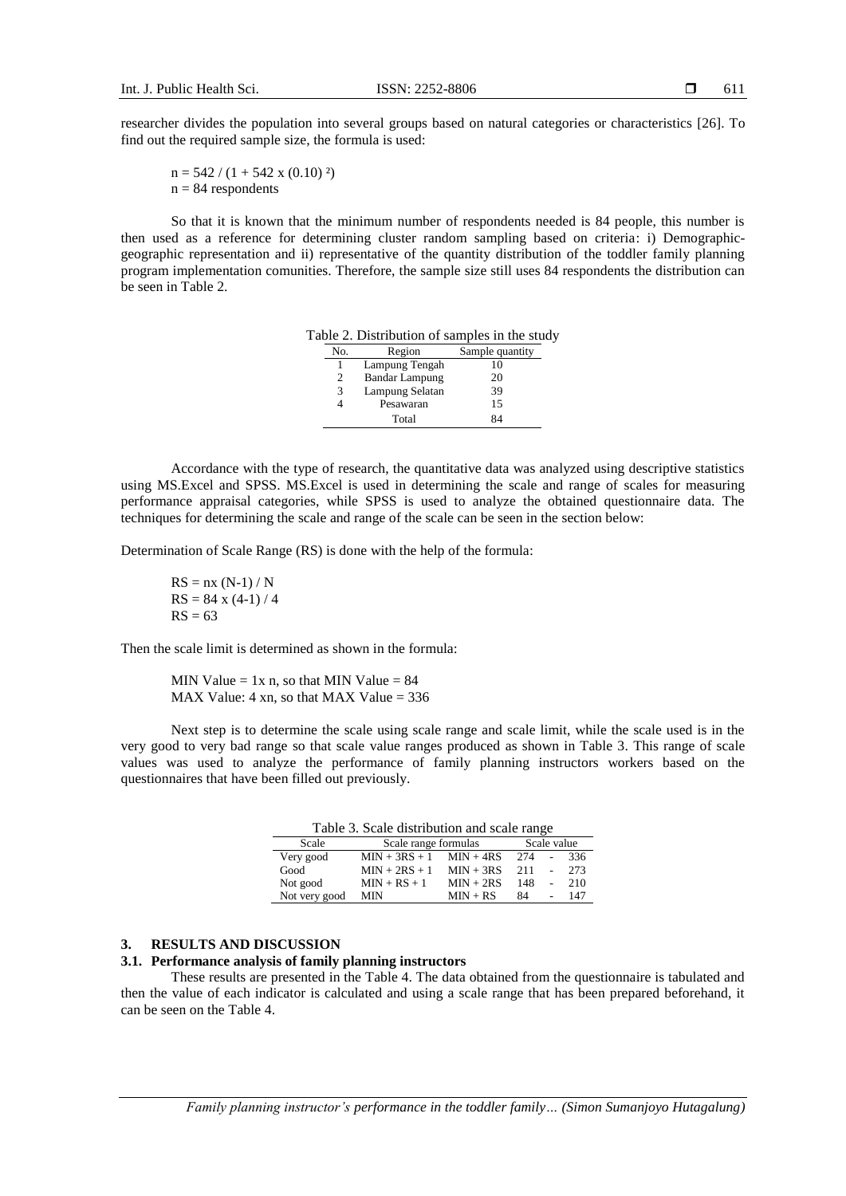researcher divides the population into several groups based on natural categories or characteristics [26]. To find out the required sample size, the formula is used:

$n = 542 / (1 + 542 \times (0.10)^2)$
$n = 84$ respondents

So that it is known that the minimum number of respondents needed is 84 people, this number is then used as a reference for determining cluster random sampling based on criteria: i) Demographic-geographic representation and ii) representative of the quantity distribution of the toddler family planning program implementation comunities. Therefore, the sample size still uses 84 respondents the distribution can be seen in Table 2.

Table 2. Distribution of samples in the study

| No. | Region | Sample quantity |
|---|---|---|
| 1 | Lampung Tengah | 10 |
| 2 | Bandar Lampung | 20 |
| 3 | Lampung Selatan | 39 |
| 4 | Pesawaran | 15 |
| | Total | 84 |

Accordance with the type of research, the quantitative data was analyzed using descriptive statistics using MS.Excel and SPSS. MS.Excel is used in determining the scale and range of scales for measuring performance appraisal categories, while SPSS is used to analyze the obtained questionnaire data. The techniques for determining the scale and range of the scale can be seen in the section below:

Determination of Scale Range (RS) is done with the help of the formula:

$RS = nx\ (N-1) / N$
$RS = 84 \times (4-1) / 4$
$RS = 63$

Then the scale limit is determined as shown in the formula:

MIN Value = 1x n, so that MIN Value = 84
MAX Value: 4 xn, so that MAX Value = 336

Next step is to determine the scale using scale range and scale limit, while the scale used is in the very good to very bad range so that scale value ranges produced as shown in Table 3. This range of scale values was used to analyze the performance of family planning instructors workers based on the questionnaires that have been filled out previously.

Table 3. Scale distribution and scale range

| Scale | Scale range formulas | | Scale value | | |
|---|---|---|---|---|---|
| Very good | MIN + 3RS + 1 | MIN + 4RS | 274 | - | 336 |
| Good | MIN + 2RS + 1 | MIN + 3RS | 211 | - | 273 |
| Not good | MIN + RS + 1 | MIN + 2RS | 148 | - | 210 |
| Not very good | MIN | MIN + RS | 84 | - | 147 |

## 3. RESULTS AND DISCUSSION

### 3.1. Performance analysis of family planning instructors

These results are presented in the Table 4. The data obtained from the questionnaire is tabulated and then the value of each indicator is calculated and using a scale range that has been prepared beforehand, it can be seen on the Table 4.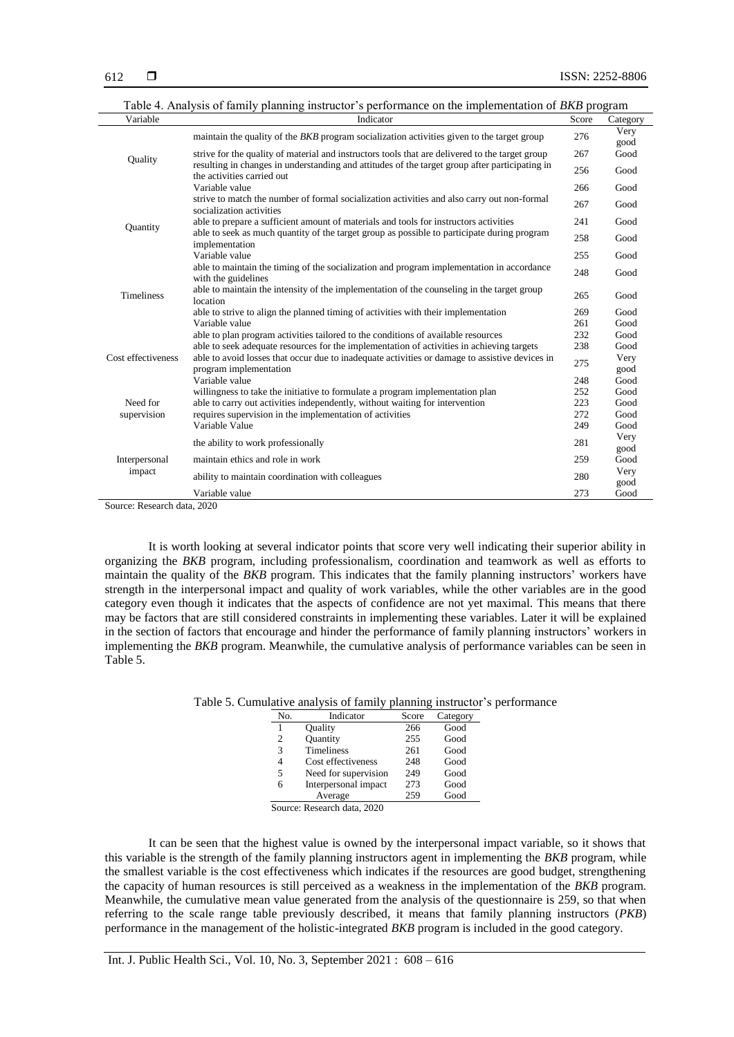Table 4. Analysis of family planning instructor's performance on the implementation of *BKB* program

| Variable | Indicator | Score | Category |
|---|---|---|---|
| Quality | maintain the quality of the *BKB* program socialization activities given to the target group | 276 | Very good |
| | strive for the quality of material and instructors tools that are delivered to the target group | 267 | Good |
| | resulting in changes in understanding and attitudes of the target group after participating in the activities carried out | 256 | Good |
| | Variable value | 266 | Good |
| Quantity | strive to match the number of formal socialization activities and also carry out non-formal socialization activities | 267 | Good |
| | able to prepare a sufficient amount of materials and tools for instructors activities | 241 | Good |
| | able to seek as much quantity of the target group as possible to participate during program implementation | 258 | Good |
| | Variable value | 255 | Good |
| Timeliness | able to maintain the timing of the socialization and program implementation in accordance with the guidelines | 248 | Good |
| | able to maintain the intensity of the implementation of the counseling in the target group location | 265 | Good |
| | able to strive to align the planned timing of activities with their implementation | 269 | Good |
| | Variable value | 261 | Good |
| Cost effectiveness | able to plan program activities tailored to the conditions of available resources | 232 | Good |
| | able to seek adequate resources for the implementation of activities in achieving targets | 238 | Good |
| | able to avoid losses that occur due to inadequate activities or damage to assistive devices in program implementation | 275 | Very good |
| | Variable value | 248 | Good |
| Need for supervision | willingness to take the initiative to formulate a program implementation plan | 252 | Good |
| | able to carry out activities independently, without waiting for intervention | 223 | Good |
| | requires supervision in the implementation of activities | 272 | Good |
| | Variable Value | 249 | Good |
| Interpersonal impact | the ability to work professionally | 281 | Very good |
| | maintain ethics and role in work | 259 | Good |
| | ability to maintain coordination with colleagues | 280 | Very good |
| | Variable value | 273 | Good |

Source: Research data, 2020

It is worth looking at several indicator points that score very well indicating their superior ability in organizing the *BKB* program, including professionalism, coordination and teamwork as well as efforts to maintain the quality of the *BKB* program. This indicates that the family planning instructors' workers have strength in the interpersonal impact and quality of work variables, while the other variables are in the good category even though it indicates that the aspects of confidence are not yet maximal. This means that there may be factors that are still considered constraints in implementing these variables. Later it will be explained in the section of factors that encourage and hinder the performance of family planning instructors' workers in implementing the *BKB* program. Meanwhile, the cumulative analysis of performance variables can be seen in Table 5.

Table 5. Cumulative analysis of family planning instructor's performance

| No. | Indicator | Score | Category |
|---|---|---|---|
| 1 | Quality | 266 | Good |
| 2 | Quantity | 255 | Good |
| 3 | Timeliness | 261 | Good |
| 4 | Cost effectiveness | 248 | Good |
| 5 | Need for supervision | 249 | Good |
| 6 | Interpersonal impact | 273 | Good |
| | Average | 259 | Good |

Source: Research data, 2020

It can be seen that the highest value is owned by the interpersonal impact variable, so it shows that this variable is the strength of the family planning instructors agent in implementing the *BKB* program, while the smallest variable is the cost effectiveness which indicates if the resources are good budget, strengthening the capacity of human resources is still perceived as a weakness in the implementation of the *BKB* program. Meanwhile, the cumulative mean value generated from the analysis of the questionnaire is 259, so that when referring to the scale range table previously described, it means that family planning instructors (*PKB*) performance in the management of the holistic-integrated *BKB* program is included in the good category.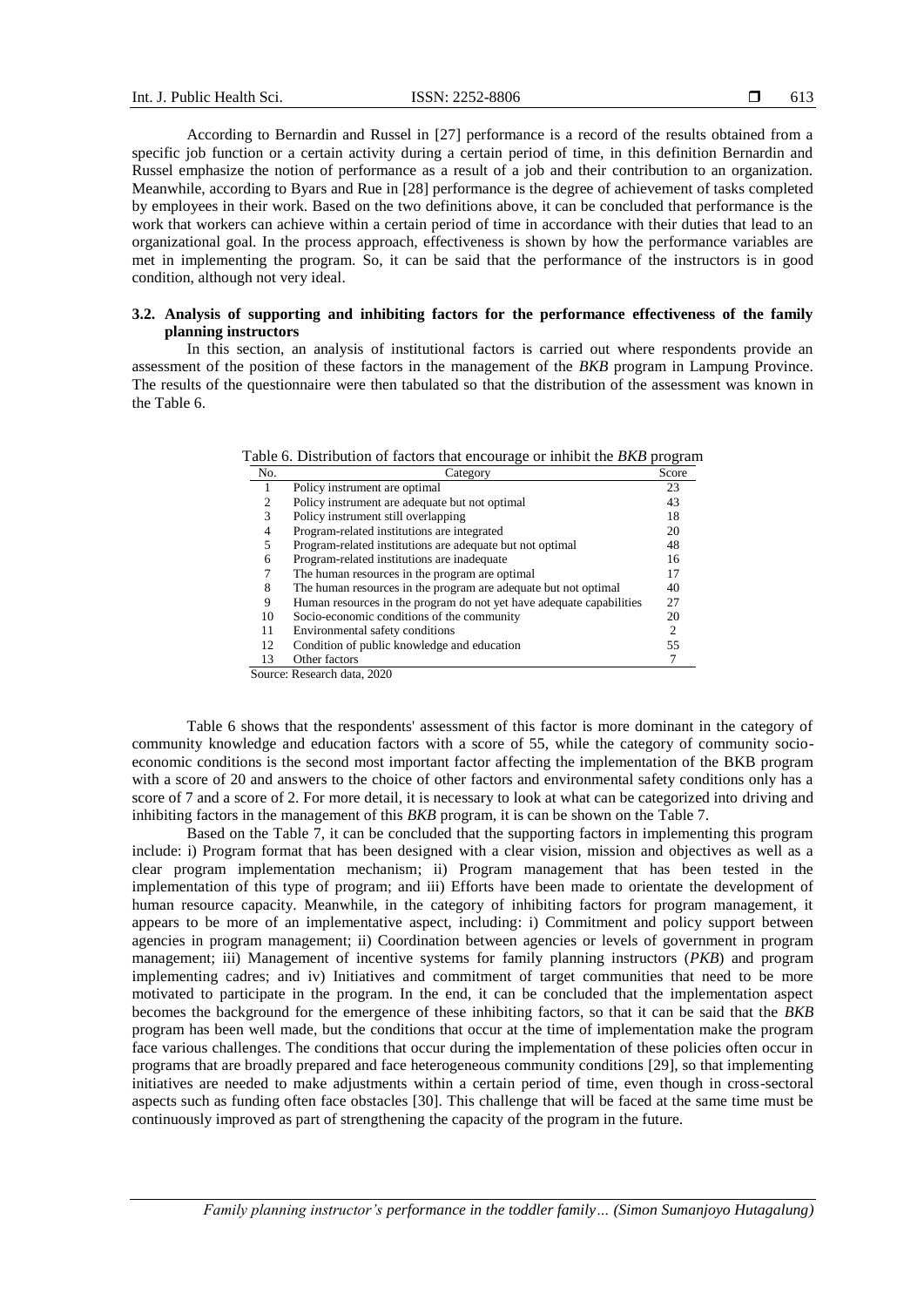According to Bernardin and Russel in [27] performance is a record of the results obtained from a specific job function or a certain activity during a certain period of time, in this definition Bernardin and Russel emphasize the notion of performance as a result of a job and their contribution to an organization. Meanwhile, according to Byars and Rue in [28] performance is the degree of achievement of tasks completed by employees in their work. Based on the two definitions above, it can be concluded that performance is the work that workers can achieve within a certain period of time in accordance with their duties that lead to an organizational goal. In the process approach, effectiveness is shown by how the performance variables are met in implementing the program. So, it can be said that the performance of the instructors is in good condition, although not very ideal.

### 3.2. Analysis of supporting and inhibiting factors for the performance effectiveness of the family planning instructors

In this section, an analysis of institutional factors is carried out where respondents provide an assessment of the position of these factors in the management of the *BKB* program in Lampung Province. The results of the questionnaire were then tabulated so that the distribution of the assessment was known in the Table 6.

Table 6. Distribution of factors that encourage or inhibit the *BKB* program

| No. | Category | Score |
|---|---|---|
| 1 | Policy instrument are optimal | 23 |
| 2 | Policy instrument are adequate but not optimal | 43 |
| 3 | Policy instrument still overlapping | 18 |
| 4 | Program-related institutions are integrated | 20 |
| 5 | Program-related institutions are adequate but not optimal | 48 |
| 6 | Program-related institutions are inadequate | 16 |
| 7 | The human resources in the program are optimal | 17 |
| 8 | The human resources in the program are adequate but not optimal | 40 |
| 9 | Human resources in the program do not yet have adequate capabilities | 27 |
| 10 | Socio-economic conditions of the community | 20 |
| 11 | Environmental safety conditions | 2 |
| 12 | Condition of public knowledge and education | 55 |
| 13 | Other factors | 7 |

Source: Research data, 2020

Table 6 shows that the respondents' assessment of this factor is more dominant in the category of community knowledge and education factors with a score of 55, while the category of community socio-economic conditions is the second most important factor affecting the implementation of the BKB program with a score of 20 and answers to the choice of other factors and environmental safety conditions only has a score of 7 and a score of 2. For more detail, it is necessary to look at what can be categorized into driving and inhibiting factors in the management of this *BKB* program, it is can be shown on the Table 7.

Based on the Table 7, it can be concluded that the supporting factors in implementing this program include: i) Program format that has been designed with a clear vision, mission and objectives as well as a clear program implementation mechanism; ii) Program management that has been tested in the implementation of this type of program; and iii) Efforts have been made to orientate the development of human resource capacity. Meanwhile, in the category of inhibiting factors for program management, it appears to be more of an implementative aspect, including: i) Commitment and policy support between agencies in program management; ii) Coordination between agencies or levels of government in program management; iii) Management of incentive systems for family planning instructors (*PKB*) and program implementing cadres; and iv) Initiatives and commitment of target communities that need to be more motivated to participate in the program. In the end, it can be concluded that the implementation aspect becomes the background for the emergence of these inhibiting factors, so that it can be said that the *BKB* program has been well made, but the conditions that occur at the time of implementation make the program face various challenges. The conditions that occur during the implementation of these policies often occur in programs that are broadly prepared and face heterogeneous community conditions [29], so that implementing initiatives are needed to make adjustments within a certain period of time, even though in cross-sectoral aspects such as funding often face obstacles [30]. This challenge that will be faced at the same time must be continuously improved as part of strengthening the capacity of the program in the future.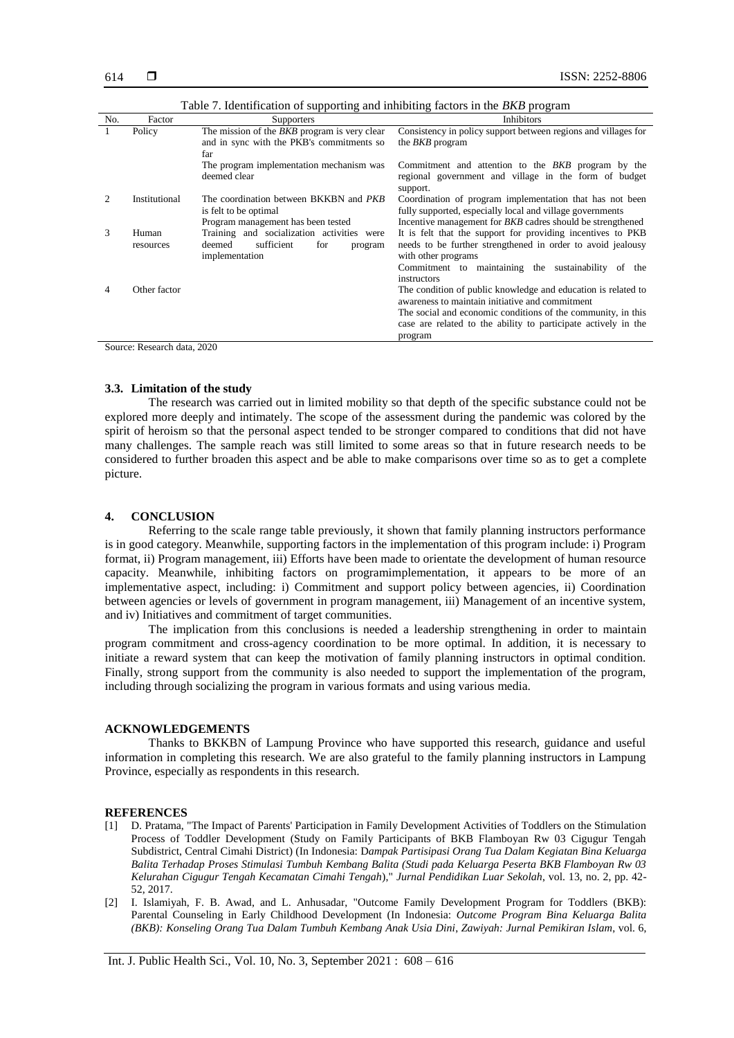Table 7. Identification of supporting and inhibiting factors in the *BKB* program

| No. | Factor | Supporters | Inhibitors |
|---|---|---|---|
| 1 | Policy | The mission of the *BKB* program is very clear and in sync with the PKB's commitments so far | Consistency in policy support between regions and villages for the *BKB* program |
| | | The program implementation mechanism was deemed clear | Commitment and attention to the *BKB* program by the regional government and village in the form of budget support. |
| 2 | Institutional | The coordination between BKKBN and *PKB* is felt to be optimal | Coordination of program implementation that has not been fully supported, especially local and village governments |
| | | Program management has been tested | Incentive management for *BKB* cadres should be strengthened |
| 3 | Human resources | Training and socialization activities were deemed sufficient for program implementation | It is felt that the support for providing incentives to PKB needs to be further strengthened in order to avoid jealousy with other programs |
| | | | Commitment to maintaining the sustainability of the instructors |
| 4 | Other factor | | The condition of public knowledge and education is related to awareness to maintain initiative and commitment |
| | | | The social and economic conditions of the community, in this case are related to the ability to participate actively in the program |

Source: Research data, 2020

### 3.3. Limitation of the study

The research was carried out in limited mobility so that depth of the specific substance could not be explored more deeply and intimately. The scope of the assessment during the pandemic was colored by the spirit of heroism so that the personal aspect tended to be stronger compared to conditions that did not have many challenges. The sample reach was still limited to some areas so that in future research needs to be considered to further broaden this aspect and be able to make comparisons over time so as to get a complete picture.

## 4. CONCLUSION

Referring to the scale range table previously, it shown that family planning instructors performance is in good category. Meanwhile, supporting factors in the implementation of this program include: i) Program format, ii) Program management, iii) Efforts have been made to orientate the development of human resource capacity. Meanwhile, inhibiting factors on programimplementation, it appears to be more of an implementative aspect, including: i) Commitment and support policy between agencies, ii) Coordination between agencies or levels of government in program management, iii) Management of an incentive system, and iv) Initiatives and commitment of target communities.

The implication from this conclusions is needed a leadership strengthening in order to maintain program commitment and cross-agency coordination to be more optimal. In addition, it is necessary to initiate a reward system that can keep the motivation of family planning instructors in optimal condition. Finally, strong support from the community is also needed to support the implementation of the program, including through socializing the program in various formats and using various media.

## ACKNOWLEDGEMENTS

Thanks to BKKBN of Lampung Province who have supported this research, guidance and useful information in completing this research. We are also grateful to the family planning instructors in Lampung Province, especially as respondents in this research.

## REFERENCES

[1] D. Pratama, "The Impact of Parents' Participation in Family Development Activities of Toddlers on the Stimulation Process of Toddler Development (Study on Family Participants of BKB Flamboyan Rw 03 Cigugur Tengah Subdistrict, Central Cimahi District) (In Indonesia: D*ampak Partisipasi Orang Tua Dalam Kegiatan Bina Keluarga Balita Terhadap Proses Stimulasi Tumbuh Kembang Balita (Studi pada Keluarga Peserta BKB Flamboyan Rw 03 Kelurahan Cigugur Tengah Kecamatan Cimahi Tengah*)," *Jurnal Pendidikan Luar Sekolah*, vol. 13, no. 2, pp. 42-52, 2017.

[2] I. Islamiyah, F. B. Awad, and L. Anhusadar, "Outcome Family Development Program for Toddlers (BKB): Parental Counseling in Early Childhood Development (In Indonesia: *Outcome Program Bina Keluarga Balita (BKB): Konseling Orang Tua Dalam Tumbuh Kembang Anak Usia Dini*, *Zawiyah: Jurnal Pemikiran Islam*, vol. 6,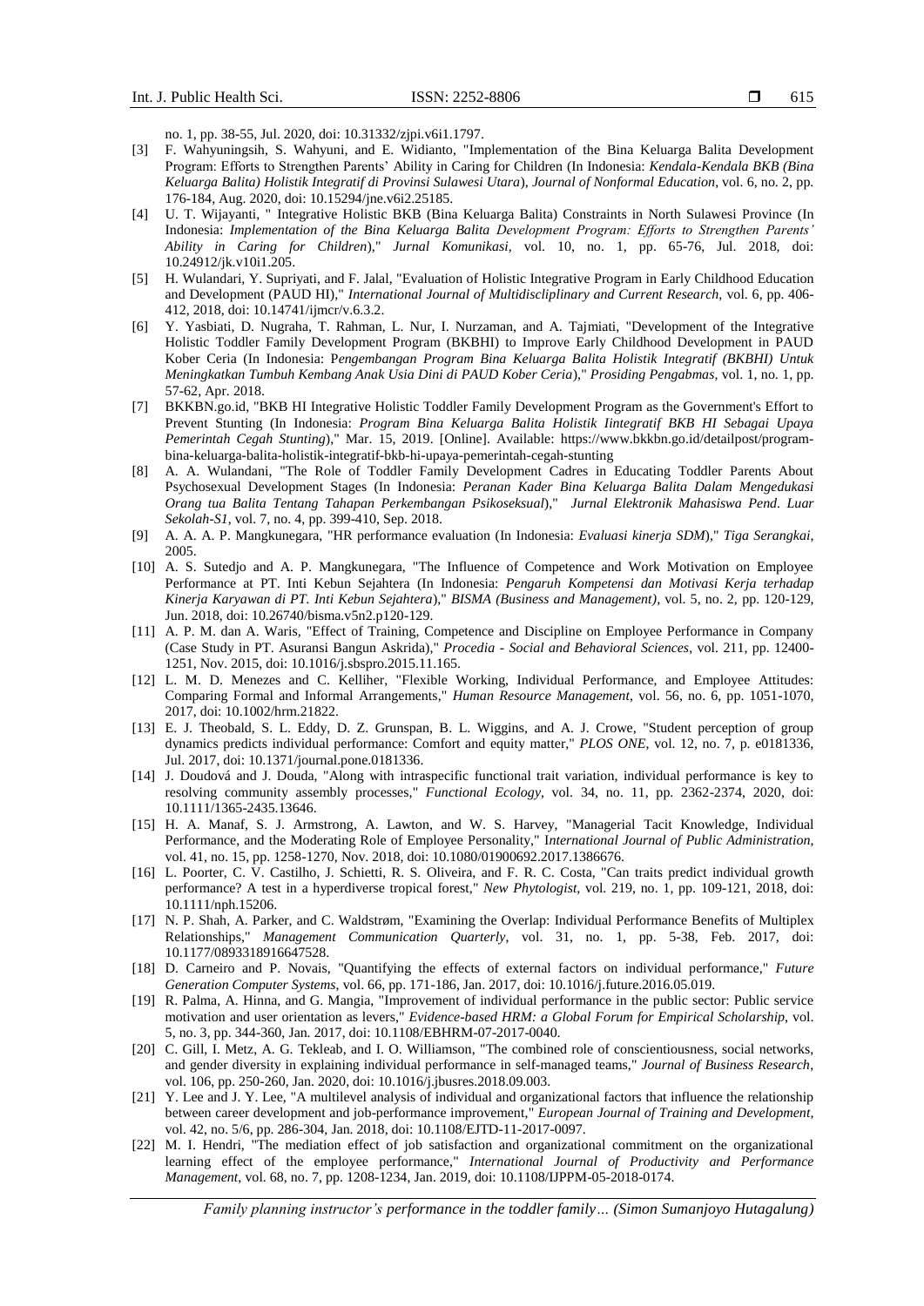no. 1, pp. 38-55, Jul. 2020, doi: 10.31332/zjpi.v6i1.1797.

[3] F. Wahyuningsih, S. Wahyuni, and E. Widianto, "Implementation of the Bina Keluarga Balita Development Program: Efforts to Strengthen Parents' Ability in Caring for Children (In Indonesia: *Kendala-Kendala BKB (Bina Keluarga Balita) Holistik Integratif di Provinsi Sulawesi Utara*), *Journal of Nonformal Education*, vol. 6, no. 2, pp. 176-184, Aug. 2020, doi: 10.15294/jne.v6i2.25185.

[4] U. T. Wijayanti, " Integrative Holistic BKB (Bina Keluarga Balita) Constraints in North Sulawesi Province (In Indonesia: *Implementation of the Bina Keluarga Balita Development Program: Efforts to Strengthen Parents' Ability in Caring for Children*)," *Jurnal Komunikasi*, vol. 10, no. 1, pp. 65-76, Jul. 2018, doi: 10.24912/jk.v10i1.205.

[5] H. Wulandari, Y. Supriyati, and F. Jalal, "Evaluation of Holistic Integrative Program in Early Childhood Education and Development (PAUD HI)," *International Journal of Multidiscliplinary and Current Research*, vol. 6, pp. 406-412, 2018, doi: 10.14741/ijmcr/v.6.3.2.

[6] Y. Yasbiati, D. Nugraha, T. Rahman, L. Nur, I. Nurzaman, and A. Tajmiati, "Development of the Integrative Holistic Toddler Family Development Program (BKBHI) to Improve Early Childhood Development in PAUD Kober Ceria (In Indonesia: P*engembangan Program Bina Keluarga Balita Holistik Integratif (BKBHI) Untuk Meningkatkan Tumbuh Kembang Anak Usia Dini di PAUD Kober Ceria*)," *Prosiding Pengabmas*, vol. 1, no. 1, pp. 57-62, Apr. 2018.

[7] BKKBN.go.id, "BKB HI Integrative Holistic Toddler Family Development Program as the Government's Effort to Prevent Stunting (In Indonesia: *Program Bina Keluarga Balita Holistik Iintegratif BKB HI Sebagai Upaya Pemerintah Cegah Stunting*)," Mar. 15, 2019. [Online]. Available: https://www.bkkbn.go.id/detailpost/program-bina-keluarga-balita-holistik-integratif-bkb-hi-upaya-pemerintah-cegah-stunting

[8] A. A. Wulandani, "The Role of Toddler Family Development Cadres in Educating Toddler Parents About Psychosexual Development Stages (In Indonesia: *Peranan Kader Bina Keluarga Balita Dalam Mengedukasi Orang tua Balita Tentang Tahapan Perkembangan Psikoseksual*)," *Jurnal Elektronik Mahasiswa Pend. Luar Sekolah-S1*, vol. 7, no. 4, pp. 399-410, Sep. 2018.

[9] A. A. A. P. Mangkunegara, "HR performance evaluation (In Indonesia: *Evaluasi kinerja SDM*)," *Tiga Serangkai*, 2005.

[10] A. S. Sutedjo and A. P. Mangkunegara, "The Influence of Competence and Work Motivation on Employee Performance at PT. Inti Kebun Sejahtera (In Indonesia: *Pengaruh Kompetensi dan Motivasi Kerja terhadap Kinerja Karyawan di PT. Inti Kebun Sejahtera*)," *BISMA (Business and Management)*, vol. 5, no. 2, pp. 120-129, Jun. 2018, doi: 10.26740/bisma.v5n2.p120-129.

[11] A. P. M. dan A. Waris, "Effect of Training, Competence and Discipline on Employee Performance in Company (Case Study in PT. Asuransi Bangun Askrida)," *Procedia - Social and Behavioral Sciences*, vol. 211, pp. 12400-1251, Nov. 2015, doi: 10.1016/j.sbspro.2015.11.165.

[12] L. M. D. Menezes and C. Kelliher, "Flexible Working, Individual Performance, and Employee Attitudes: Comparing Formal and Informal Arrangements," *Human Resource Management*, vol. 56, no. 6, pp. 1051-1070, 2017, doi: 10.1002/hrm.21822.

[13] E. J. Theobald, S. L. Eddy, D. Z. Grunspan, B. L. Wiggins, and A. J. Crowe, "Student perception of group dynamics predicts individual performance: Comfort and equity matter," *PLOS ONE*, vol. 12, no. 7, p. e0181336, Jul. 2017, doi: 10.1371/journal.pone.0181336.

[14] J. Doudová and J. Douda, "Along with intraspecific functional trait variation, individual performance is key to resolving community assembly processes," *Functional Ecology*, vol. 34, no. 11, pp. 2362-2374, 2020, doi: 10.1111/1365-2435.13646.

[15] H. A. Manaf, S. J. Armstrong, A. Lawton, and W. S. Harvey, "Managerial Tacit Knowledge, Individual Performance, and the Moderating Role of Employee Personality," I*nternational Journal of Public Administration*, vol. 41, no. 15, pp. 1258-1270, Nov. 2018, doi: 10.1080/01900692.2017.1386676.

[16] L. Poorter, C. V. Castilho, J. Schietti, R. S. Oliveira, and F. R. C. Costa, "Can traits predict individual growth performance? A test in a hyperdiverse tropical forest," *New Phytologist*, vol. 219, no. 1, pp. 109-121, 2018, doi: 10.1111/nph.15206.

[17] N. P. Shah, A. Parker, and C. Waldstrøm, "Examining the Overlap: Individual Performance Benefits of Multiplex Relationships," *Management Communication Quarterly*, vol. 31, no. 1, pp. 5-38, Feb. 2017, doi: 10.1177/0893318916647528.

[18] D. Carneiro and P. Novais, "Quantifying the effects of external factors on individual performance," *Future Generation Computer Systems*, vol. 66, pp. 171-186, Jan. 2017, doi: 10.1016/j.future.2016.05.019.

[19] R. Palma, A. Hinna, and G. Mangia, "Improvement of individual performance in the public sector: Public service motivation and user orientation as levers," *Evidence-based HRM: a Global Forum for Empirical Scholarship*, vol. 5, no. 3, pp. 344-360, Jan. 2017, doi: 10.1108/EBHRM-07-2017-0040.

[20] C. Gill, I. Metz, A. G. Tekleab, and I. O. Williamson, "The combined role of conscientiousness, social networks, and gender diversity in explaining individual performance in self-managed teams," *Journal of Business Research*, vol. 106, pp. 250-260, Jan. 2020, doi: 10.1016/j.jbusres.2018.09.003.

[21] Y. Lee and J. Y. Lee, "A multilevel analysis of individual and organizational factors that influence the relationship between career development and job-performance improvement," *European Journal of Training and Development*, vol. 42, no. 5/6, pp. 286-304, Jan. 2018, doi: 10.1108/EJTD-11-2017-0097.

[22] M. I. Hendri, "The mediation effect of job satisfaction and organizational commitment on the organizational learning effect of the employee performance," *International Journal of Productivity and Performance Management*, vol. 68, no. 7, pp. 1208-1234, Jan. 2019, doi: 10.1108/IJPPM-05-2018-0174.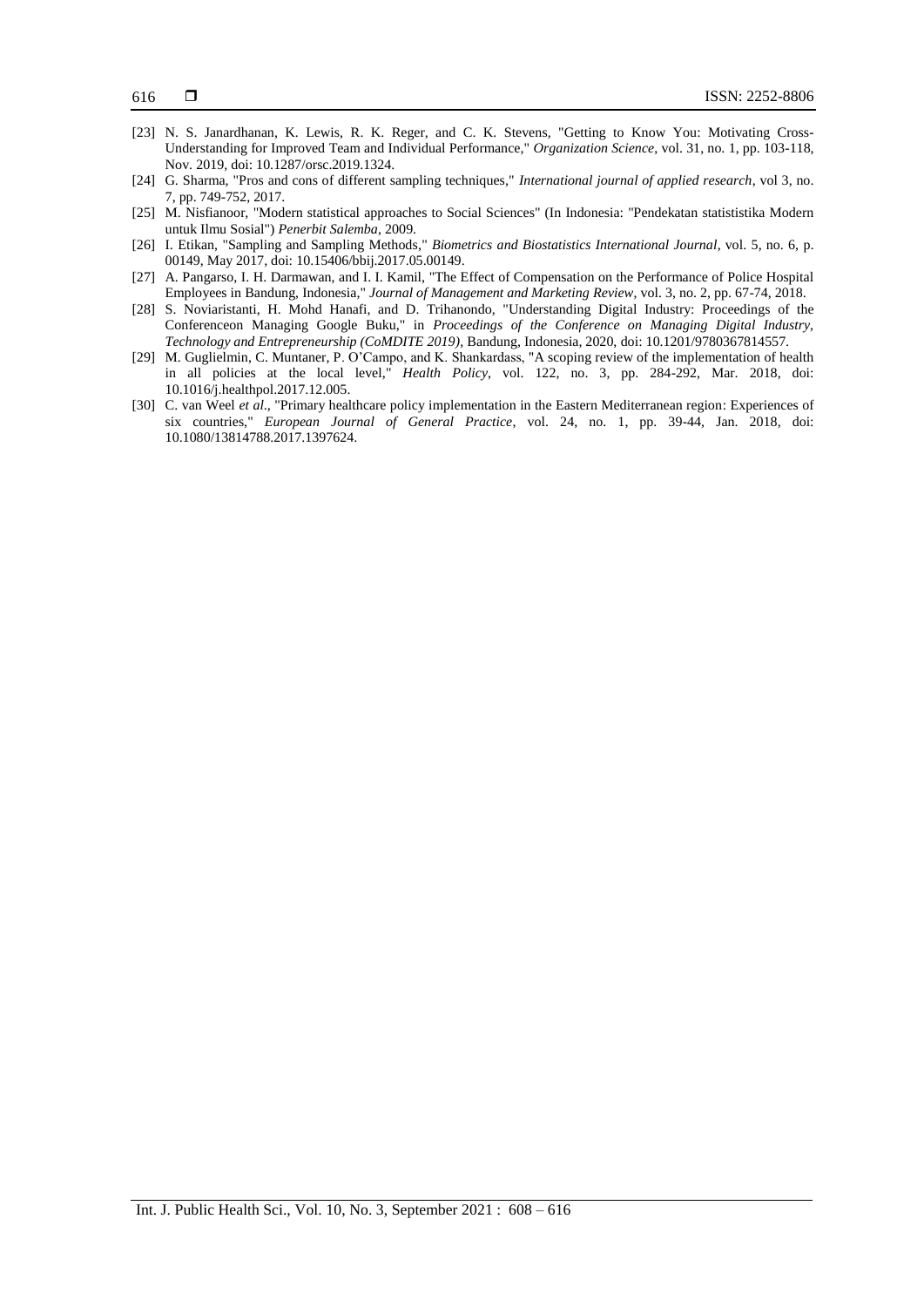[23] N. S. Janardhanan, K. Lewis, R. K. Reger, and C. K. Stevens, "Getting to Know You: Motivating Cross-Understanding for Improved Team and Individual Performance," *Organization Science*, vol. 31, no. 1, pp. 103-118, Nov. 2019, doi: 10.1287/orsc.2019.1324.

[24] G. Sharma, "Pros and cons of different sampling techniques," *International journal of applied research*, vol 3, no. 7, pp. 749-752, 2017.

[25] M. Nisfianoor, "Modern statistical approaches to Social Sciences" (In Indonesia: "Pendekatan statististika Modern untuk Ilmu Sosial") *Penerbit Salemba*, 2009.

[26] I. Etikan, "Sampling and Sampling Methods," *Biometrics and Biostatistics International Journal*, vol. 5, no. 6, p. 00149, May 2017, doi: 10.15406/bbij.2017.05.00149.

[27] A. Pangarso, I. H. Darmawan, and I. I. Kamil, "The Effect of Compensation on the Performance of Police Hospital Employees in Bandung, Indonesia," *Journal of Management and Marketing Review*, vol. 3, no. 2, pp. 67-74, 2018.

[28] S. Noviaristanti, H. Mohd Hanafi, and D. Trihanondo, "Understanding Digital Industry: Proceedings of the Conferenceon Managing Google Buku," in *Proceedings of the Conference on Managing Digital Industry, Technology and Entrepreneurship (CoMDITE 2019)*, Bandung, Indonesia, 2020, doi: 10.1201/9780367814557.

[29] M. Guglielmin, C. Muntaner, P. O'Campo, and K. Shankardass, "A scoping review of the implementation of health in all policies at the local level," *Health Policy*, vol. 122, no. 3, pp. 284-292, Mar. 2018, doi: 10.1016/j.healthpol.2017.12.005.

[30] C. van Weel *et al*., "Primary healthcare policy implementation in the Eastern Mediterranean region: Experiences of six countries," *European Journal of General Practice*, vol. 24, no. 1, pp. 39-44, Jan. 2018, doi: 10.1080/13814788.2017.1397624.